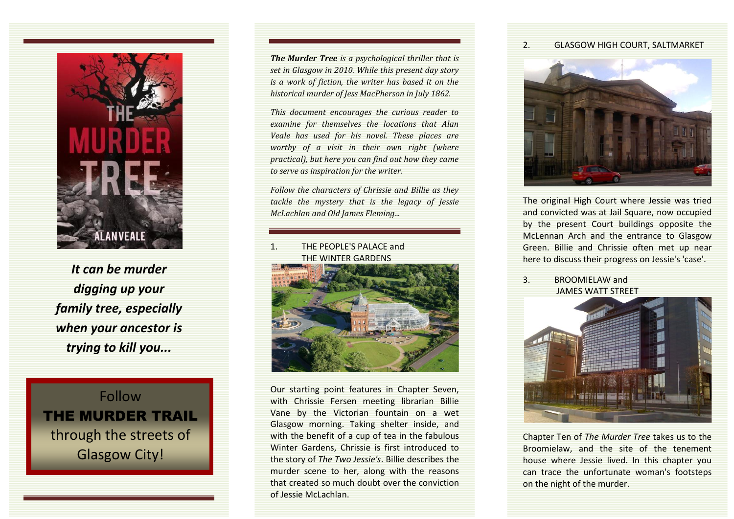***It can be murder digging up your family tree, especially when your ancestor is trying to kill you...***

Follow
**THE MURDER TRAIL**
through the streets of Glasgow City!

***The Murder Tree*** *is a psychological thriller that is set in Glasgow in 2010. While this present day story is a work of fiction, the writer has based it on the historical murder of Jess MacPherson in July 1862.*

*This document encourages the curious reader to examine for themselves the locations that Alan Veale has used for his novel. These places are worthy of a visit in their own right (where practical), but here you can find out how they came to serve as inspiration for the writer.*

*Follow the characters of Chrissie and Billie as they tackle the mystery that is the legacy of Jessie McLachlan and Old James Fleming...*

1. THE PEOPLE'S PALACE and THE WINTER GARDENS

Our starting point features in Chapter Seven, with Chrissie Fersen meeting librarian Billie Vane by the Victorian fountain on a wet Glasgow morning. Taking shelter inside, and with the benefit of a cup of tea in the fabulous Winter Gardens, Chrissie is first introduced to the story of *The Two Jessie's*. Billie describes the murder scene to her, along with the reasons that created so much doubt over the conviction of Jessie McLachlan.

2. GLASGOW HIGH COURT, SALTMARKET

The original High Court where Jessie was tried and convicted was at Jail Square, now occupied by the present Court buildings opposite the McLennan Arch and the entrance to Glasgow Green. Billie and Chrissie often met up near here to discuss their progress on Jessie's 'case'.

3. BROOMIELAW and JAMES WATT STREET

Chapter Ten of *The Murder Tree* takes us to the Broomielaw, and the site of the tenement house where Jessie lived. In this chapter you can trace the unfortunate woman's footsteps on the night of the murder.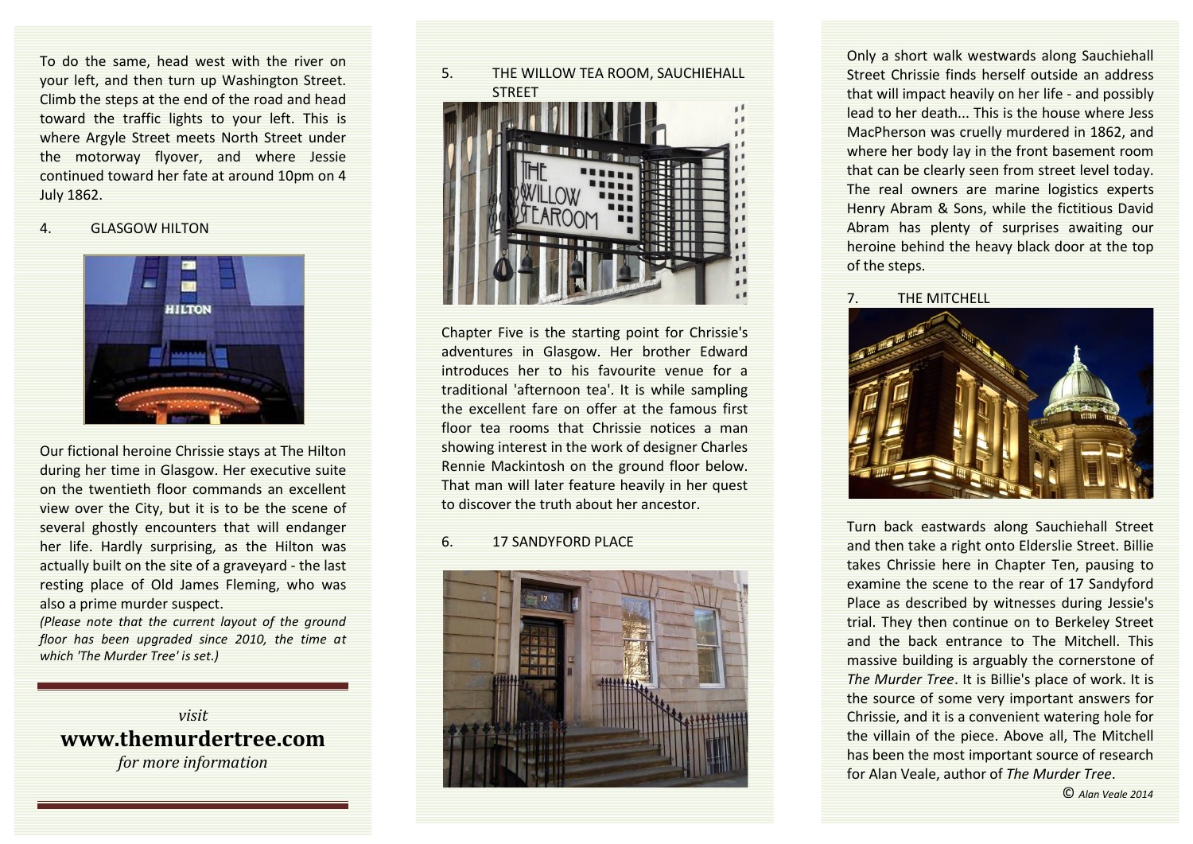To do the same, head west with the river on your left, and then turn up Washington Street. Climb the steps at the end of the road and head toward the traffic lights to your left. This is where Argyle Street meets North Street under the motorway flyover, and where Jessie continued toward her fate at around 10pm on 4 July 1862.

## 4. GLASGOW HILTON

Our fictional heroine Chrissie stays at The Hilton during her time in Glasgow. Her executive suite on the twentieth floor commands an excellent view over the City, but it is to be the scene of several ghostly encounters that will endanger her life. Hardly surprising, as the Hilton was actually built on the site of a graveyard - the last resting place of Old James Fleming, who was also a prime murder suspect.

*(Please note that the current layout of the ground floor has been upgraded since 2010, the time at which 'The Murder Tree' is set.)*

*visit*

**www.themurdertree.com**

*for more information*

## 5. THE WILLOW TEA ROOM, SAUCHIEHALL STREET

Chapter Five is the starting point for Chrissie's adventures in Glasgow. Her brother Edward introduces her to his favourite venue for a traditional 'afternoon tea'. It is while sampling the excellent fare on offer at the famous first floor tea rooms that Chrissie notices a man showing interest in the work of designer Charles Rennie Mackintosh on the ground floor below. That man will later feature heavily in her quest to discover the truth about her ancestor.

## 6. 17 SANDYFORD PLACE

Only a short walk westwards along Sauchiehall Street Chrissie finds herself outside an address that will impact heavily on her life - and possibly lead to her death... This is the house where Jess MacPherson was cruelly murdered in 1862, and where her body lay in the front basement room that can be clearly seen from street level today. The real owners are marine logistics experts Henry Abram & Sons, while the fictitious David Abram has plenty of surprises awaiting our heroine behind the heavy black door at the top of the steps.

## 7. THE MITCHELL

Turn back eastwards along Sauchiehall Street and then take a right onto Elderslie Street. Billie takes Chrissie here in Chapter Ten, pausing to examine the scene to the rear of 17 Sandyford Place as described by witnesses during Jessie's trial. They then continue on to Berkeley Street and the back entrance to The Mitchell. This massive building is arguably the cornerstone of *The Murder Tree*. It is Billie's place of work. It is the source of some very important answers for Chrissie, and it is a convenient watering hole for the villain of the piece. Above all, The Mitchell has been the most important source of research for Alan Veale, author of *The Murder Tree*.

© *Alan Veale 2014*